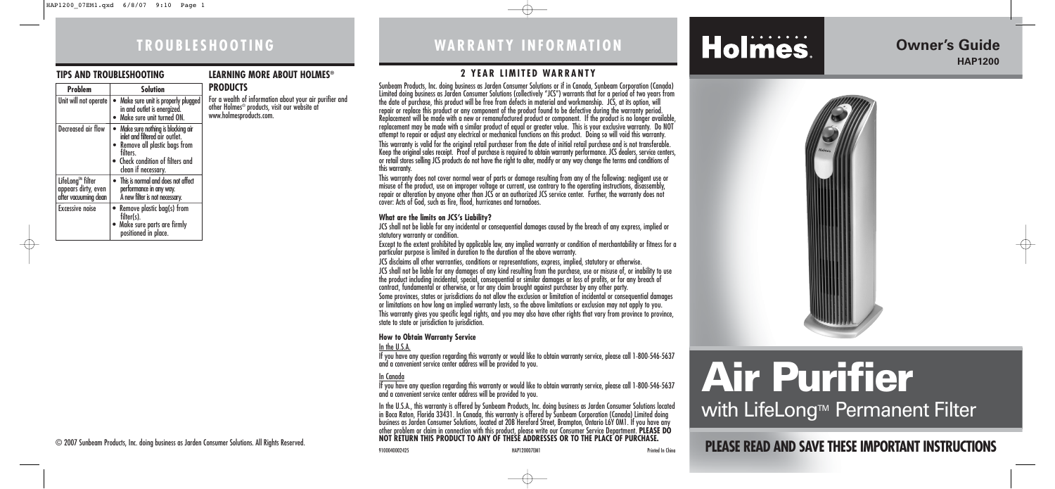# TROUBLESHOOTING

## TIPS AND TROUBLESHOOTING

| Problem | Solution |
|---|---|
| Unit will not operate | • Make sure unit is properly plugged in and outlet is energized. • Make sure unit turned ON. |
| Decreased air flow | • Make sure nothing is blocking air inlet and filtered air outlet. • Remove all plastic bags from filters. • Check condition of filters and clean if necessary. |
| LifeLong™ filter appears dirty, even after vacuuming clean | • This is normal and does not affect performance in any way. A new filter is not necessary. |
| Excessive noise | • Remove plastic bag(s) from filter(s). • Make sure parts are firmly positioned in place. |

## LEARNING MORE ABOUT HOLMES® PRODUCTS

For a wealth of information about your air purifier and other Holmes® products, visit our website at www.holmesproducts.com.

© 2007 Sunbeam Products, Inc. doing business as Jarden Consumer Solutions. All Rights Reserved.

# WARRANTY INFORMATION

## 2 YEAR LIMITED WARRANTY

Sunbeam Products, Inc. doing business as Jarden Consumer Solutions or if in Canada, Sunbeam Corporation (Canada) Limited doing business as Jarden Consumer Solutions (collectively "JCS") warrants that for a period of two years from the date of purchase, this product will be free from defects in material and workmanship. JCS, at its option, will repair or replace this product or any component of the product found to be defective during the warranty period. Replacement will be made with a new or remanufactured product or component. If the product is no longer available, replacement may be made with a similar product of equal or greater value. This is your exclusive warranty. Do NOT attempt to repair or adjust any electrical or mechanical functions on this product. Doing so will void this warranty.

This warranty is valid for the original retail purchaser from the date of initial retail purchase and is not transferable. Keep the original sales receipt. Proof of purchase is required to obtain warranty performance. JCS dealers, service centers, or retail stores selling JCS products do not have the right to alter, modify or any way change the terms and conditions of this warranty.

This warranty does not cover normal wear of parts or damage resulting from any of the following: negligent use or misuse of the product, use on improper voltage or current, use contrary to the operating instructions, disassembly, repair or alteration by anyone other than JCS or an authorized JCS service center. Further, the warranty does not cover: Acts of God, such as fire, flood, hurricanes and tornadoes.

### What are the limits on JCS's Liability?

JCS shall not be liable for any incidental or consequential damages caused by the breach of any express, implied or statutory warranty or condition.

Except to the extent prohibited by applicable law, any implied warranty or condition of merchantability or fitness for a particular purpose is limited in duration to the duration of the above warranty.

JCS disclaims all other warranties, conditions or representations, express, implied, statutory or otherwise.

JCS shall not be liable for any damages of any kind resulting from the purchase, use or misuse of, or inability to use the product including incidental, special, consequential or similar damages or loss of profits, or for any breach of contract, fundamental or otherwise, or for any claim brought against purchaser by any other party.

Some provinces, states or jurisdictions do not allow the exclusion or limitation of incidental or consequential damages or limitations on how long an implied warranty lasts, so the above limitations or exclusion may not apply to you. This warranty gives you specific legal rights, and you may also have other rights that vary from province to province, state to state or jurisdiction to jurisdiction.

### How to Obtain Warranty Service

In the U.S.A.

If you have any question regarding this warranty or would like to obtain warranty service, please call 1-800-546-5637 and a convenient service center address will be provided to you.

In Canada

If you have any question regarding this warranty or would like to obtain warranty service, please call 1-800-546-5637 and a convenient service center address will be provided to you.

In the U.S.A., this warranty is offered by Sunbeam Products, Inc. doing business as Jarden Consumer Solutions located in Boca Raton, Florida 33431. In Canada, this warranty is offered by Sunbeam Corporation (Canada) Limited doing business as Jarden Consumer Solutions, located at 20B Hereford Street, Brampton, Ontario L6Y 0M1. If you have any other problem or claim in connection with this product, please write our Consumer Service Department. **PLEASE DO NOT RETURN THIS PRODUCT TO ANY OF THESE ADDRESSES OR TO THE PLACE OF PURCHASE.**

9100040002425 HAP120007EM1 Printed In China

# Holmes®

## Owner's Guide

**HAP1200**

# Air Purifier

## with LifeLong™ Permanent Filter

**PLEASE READ AND SAVE THESE IMPORTANT INSTRUCTIONS**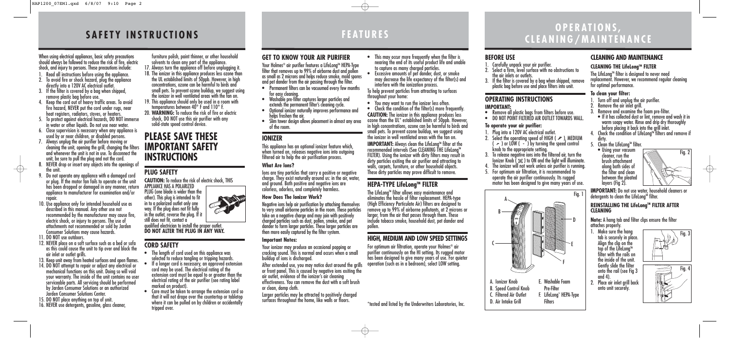# SAFETY INSTRUCTIONS

When using electrical appliances, basic safety precautions should always be followed to reduce the risk of fire, electric shock, and injury to persons. These precautions include:

1. Read all instructions before using the appliance.
2. To avoid fire or shock hazard, plug the appliance directly into a 120V AC electrical outlet.
3. If the filter is covered by a bag when shipped, remove plastic bag before use.
4. Keep the cord out of heavy traffic areas. To avoid fire hazard, NEVER put the cord under rugs, near heat registers, radiators, stoves, or heaters.
5. To protect against electrical hazards, DO NOT immerse in water or other liquids. Do not use near water.
6. Close supervision is necessary when any appliance is used by or near children, or disabled persons.
7. Always unplug the air purifier before moving or cleaning the unit, opening the grill, changing the filters and whenever the unit is not in use. To disconnect the unit, be sure to pull the plug and not the cord.
8. NEVER drop or insert any object into the openings of the unit.
9. Do not operate any appliance with a damaged cord or plug. If the motor fan fails to operate or the unit has been dropped or damaged in any manner, return appliance to manufacturer for examination and/or repair.
10. Use appliance only for intended household use as described in this manual. Any other use not recommended by the manufacturer may cause fire, electric shock, or injury to persons. The use of attachments not recommended or sold by Jarden Consumer Solutions may cause hazards.
11. DO NOT use outdoors.
12. NEVER place on a soft surface such as a bed or sofa as this could cause the unit to tip over and block the air inlet or outlet grills.
13. Keep unit away from heated surfaces and open flames.
14. DO NOT attempt to repair or adjust any electrical or mechanical functions on this unit. Doing so will void your warranty. The inside of the unit contains no user serviceable parts. All servicing should be performed by Jarden Consumer Solutions or an authorized Jarden Consumer Solutions Center.
15. DO NOT place anything on top of unit.
16. NEVER use detergents, gasoline, glass cleaner, furniture polish, paint thinner, or other household solvents to clean any part of the appliance.
17. Always turn the appliance off before unplugging it.
18. The ionizer in this appliance produces less ozone than the UL established limits of 50ppb. However, in high concentrations, ozone can be harmful to birds and small pets. To prevent ozone buildup, we suggest using the ionizer in well ventilated areas with the fan on.
19. This appliance should only be used in a room with temperatures between 40° F and 110° F.
20. **WARNING:** To reduce the risk of fire or electric shock, DO NOT use this air purifier with any solid-state speed control device.

# PLEASE SAVE THESE IMPORTANT SAFETY INSTRUCTIONS

## PLUG SAFETY

**CAUTION:** To reduce the risk of electric shock, THIS APPLIANCE HAS A POLARIZED PLUG (one blade is wider than the other). This plug is intended to fit in to a polarized outlet only one way. If the plug does not fit fully in the outlet, reverse the plug. If it still does not fit, contact a qualified electrician to install the proper outlet. **DO NOT ALTER THE PLUG IN ANY WAY.**

## CORD SAFETY

- The length of cord used on this appliance was selected to reduce tangling or tripping hazards.
- If a longer cord is necessary, an approved extension cord may be used. The electrical rating of the extension cord must be equal to or greater than the electrical rating of the air purifier (see rating label marked on product).
- Care must be taken to arrange the extension cord so that it will not drape over the countertop or tabletop where it can be pulled on by children or accidentally tripped over.

# FEATURES

## GET TO KNOW YOUR AIR PURIFIER

Your Holmes® air purifier features a LifeLong™ HEPA-Type filter that removes up to 99% of airborne dust and pollen as small as 2 microns and helps reduce smoke, mold spores and pet dander from the air passing through the filter.

- Permanent filters can be vacuumed every few months for easy cleaning.
- Washable pre-filter captures larger particles and extends the permanent filter's cleaning cycle.
- Optional ionizer naturally improves performance and helps freshen the air.
- Slim tower design allows placement in almost any area of the room.

## IONIZER

This appliance has an optional ionizer feature which, when turned on, releases negative ions into outgoing filtered air to help the air purification process.

### What Are Ions?

Ions are tiny particles that carry a positive or negative charge. They exist naturally around us: in the air, water, and ground. Both positive and negative ions are colorless, odorless, and completely harmless.

### How Does The Ionizer Work?

Negative ions help air purification by attaching themselves to very small airborne particles in the room. These particles take on a negative charge and may join with positively charged particles such as dust, pollen, smoke, and pet dander to form larger particles. These larger particles are then more easily captured by the filter system.

### Important Notes:

Your ionizer may produce an occasional popping or cracking sound. This is normal and occurs when a small buildup of ions is discharged.

After extended use, you may notice dust around the grills or front panel. This is caused by negative ions exiting the air outlet, evidence of the ionizer's air cleaning effectiveness. You can remove the dust with a soft brush or clean, damp cloth.

Larger particles may be attracted to positively charged surfaces throughout the home, like walls or floors.

- This may occur more frequently when the filter is nearing the end of its useful product life and unable to capture as many charged particles.
- Excessive amounts of pet dander, dust, or smoke may decrease the life expectancy of the filter(s) and interfere with the ionization process.

To help prevent particles from attracting to surfaces throughout your home:

- You may want to run the ionizer less often.
- Check the condition of the filter(s) more frequently.

**CAUTION:** The ionizer in this appliance produces less ozone than the UL* established limits of 50ppb. However, in high concentrations, ozone can be harmful to birds and small pets. To prevent ozone buildup, we suggest using the ionizer in well ventilated areas with the fan on.

**IMPORTANT:** Always clean the LifeLong™ filter at the recommended intervals (See CLEANING THE LifeLong™ FILTER). Using the ionizer with dirty filters may result in dirty particles exiting the air purifier and attracting to walls, carpets, furniture, or other household objects. These dirty particles may prove difficult to remove.

## HEPA-TYPE LifeLong™ FILTER

The LifeLong™ filter allows easy maintenance and eliminates the hassle of filter replacement. HEPA-type (High Efficiency Particulate Air) filters are designed to remove up to 99% of airborne pollutants, at 2 microns or larger, from the air that passes through them. These include tobacco smoke, household dust, pet dander and pollen.

## HIGH, MEDIUM AND LOW SPEED SETTINGS

For optimum air filtration, operate your Holmes® air purifier continuously on the HI setting. Its rugged motor has been designed to give many years of use. For quieter operation (such as in a bedroom), select LOW setting.

*tested and listed by the Underwriters Laboratories, Inc.

# OPERATIONS, CLEANING/MAINTENANCE

## BEFORE USE

1. Carefully unpack your air purifier.
2. Select a firm, level surface with no obstructions to the air inlets or outlets.
3. If the filter is covered by a bag when shipped, remove plastic bag before use and place filters into unit.

## OPERATING INSTRUCTIONS

**IMPORTANT:**

- Remove all plastic bags from filters before use.
- DO NOT POINT FILTERED AIR OUTLET TOWARDS WALL.

**To operate your air purifier:**

1. Plug into a 120V AC electrical outlet.
2. Select the operating speed of HIGH ( ), MEDIUM ( ) or LOW ( ) by turning the speed control knob to the appropriate setting.
3. To release negative ions into the filtered air, turn the Ionizer Knob ( ) to ON and the light will illuminate.
4. The ionizer will not work unless air purifier is running.
5. For optimum air filtration, it is recommended to operate the air purifier continuously. Its rugged motor has been designed to give many years of use.

Fig. 1

A B C D E F

A. Ionizer Knob
B. Speed Control Knob
C. Filtered Air Outlet
D. Air Intake Grill
E. Washable Foam Pre-Filter
F. LifeLong™ HEPA-Type Filters

## CLEANING AND MAINTENANCE

### CLEANING THE LifeLong™ FILTER

The LifeLong™ filter is designed to never need replacement. However, we recommend regular cleaning for optimal performance.

**To clean your filter:**

1. Turn off and unplug the air purifier.
2. Remove the air inlet grill.
3. Remove and examine the foam pre-filter.
   - If it has collected dust or lint, remove and wash it in warm soapy water. Rinse and drip dry thoroughly before placing it back into the grill inlet.
4. Check the condition of LifeLong™ filters and remove if dirty.
5. Clean the LifeLong™ filter.
   - Using your vacuum cleaner, run the brush attachment along both sides of the filter and clean between the pleated layers (Fig. 2).

Fig. 2

**IMPORTANT:** Do not use water, household cleaners or detergents to clean the LifeLong™ filter.

### REINSTALLING THE LifeLong™ FILTER AFTER CLEANING

**Note:** A hang tab and filter clips ensure the filter attaches properly.

1. Make sure the hang tab is securely in place. Align the clip on the top of the LifeLong™ filter with the rails on the inside of the unit. Gently slide the filter onto the rail (see Fig 3 and 4).
2. Place air inlet grill back onto unit securely.

Fig. 3

Fig. 4